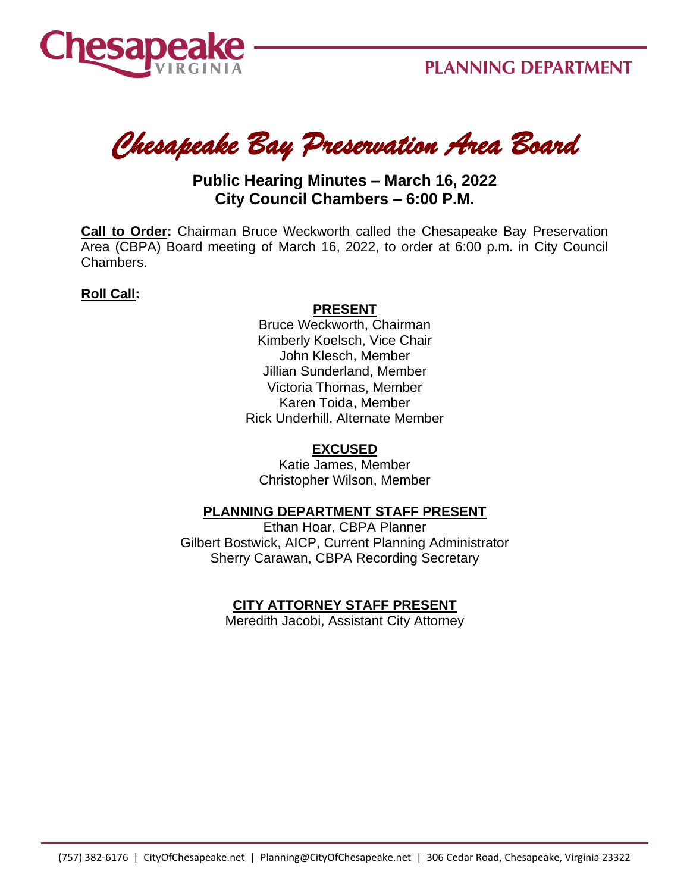PLANNING DEPARTMENT

# *Chesapeake Bay Preservation Area Board*

## Public Hearing Minutes – March 16, 2022
## City Council Chambers – 6:00 P.M.

**Call to Order:** Chairman Bruce Weckworth called the Chesapeake Bay Preservation Area (CBPA) Board meeting of March 16, 2022, to order at 6:00 p.m. in City Council Chambers.

**Roll Call:**

**PRESENT**

Bruce Weckworth, Chairman
Kimberly Koelsch, Vice Chair
John Klesch, Member
Jillian Sunderland, Member
Victoria Thomas, Member
Karen Toida, Member
Rick Underhill, Alternate Member

**EXCUSED**

Katie James, Member
Christopher Wilson, Member

**PLANNING DEPARTMENT STAFF PRESENT**

Ethan Hoar, CBPA Planner
Gilbert Bostwick, AICP, Current Planning Administrator
Sherry Carawan, CBPA Recording Secretary

**CITY ATTORNEY STAFF PRESENT**

Meredith Jacobi, Assistant City Attorney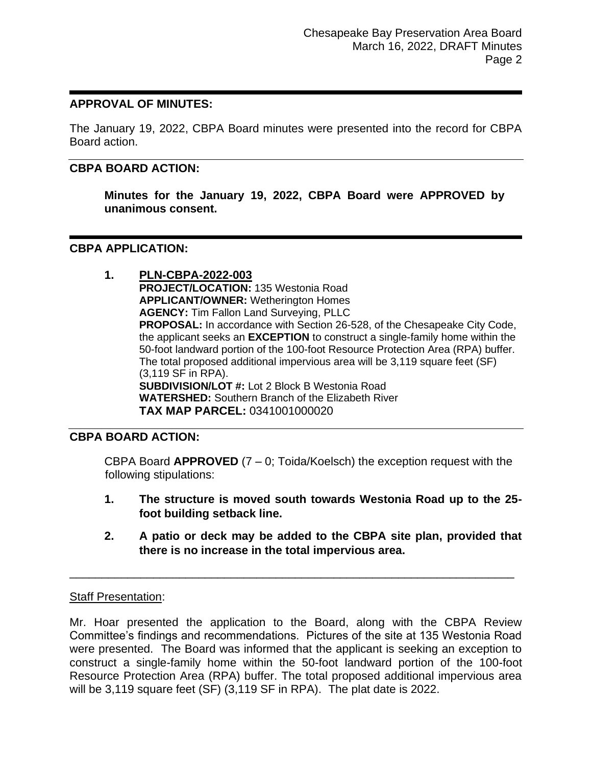## APPROVAL OF MINUTES:

The January 19, 2022, CBPA Board minutes were presented into the record for CBPA Board action.

---

## CBPA BOARD ACTION:

**Minutes for the January 19, 2022, CBPA Board were APPROVED by unanimous consent.**

---

## CBPA APPLICATION:

1. **PLN-CBPA-2022-003**
   **PROJECT/LOCATION:** 135 Westonia Road
   **APPLICANT/OWNER:** Wetherington Homes
   **AGENCY:** Tim Fallon Land Surveying, PLLC
   **PROPOSAL:** In accordance with Section 26-528, of the Chesapeake City Code, the applicant seeks an **EXCEPTION** to construct a single-family home within the 50-foot landward portion of the 100-foot Resource Protection Area (RPA) buffer. The total proposed additional impervious area will be 3,119 square feet (SF) (3,119 SF in RPA).
   **SUBDIVISION/LOT #:** Lot 2 Block B Westonia Road
   **WATERSHED:** Southern Branch of the Elizabeth River
   **TAX MAP PARCEL:** 0341001000020

---

## CBPA BOARD ACTION:

CBPA Board **APPROVED** (7 – 0; Toida/Koelsch) the exception request with the following stipulations:

1. **The structure is moved south towards Westonia Road up to the 25-foot building setback line.**
2. **A patio or deck may be added to the CBPA site plan, provided that there is no increase in the total impervious area.**

---

Staff Presentation:

Mr. Hoar presented the application to the Board, along with the CBPA Review Committee's findings and recommendations. Pictures of the site at 135 Westonia Road were presented. The Board was informed that the applicant is seeking an exception to construct a single-family home within the 50-foot landward portion of the 100-foot Resource Protection Area (RPA) buffer. The total proposed additional impervious area will be 3,119 square feet (SF) (3,119 SF in RPA). The plat date is 2022.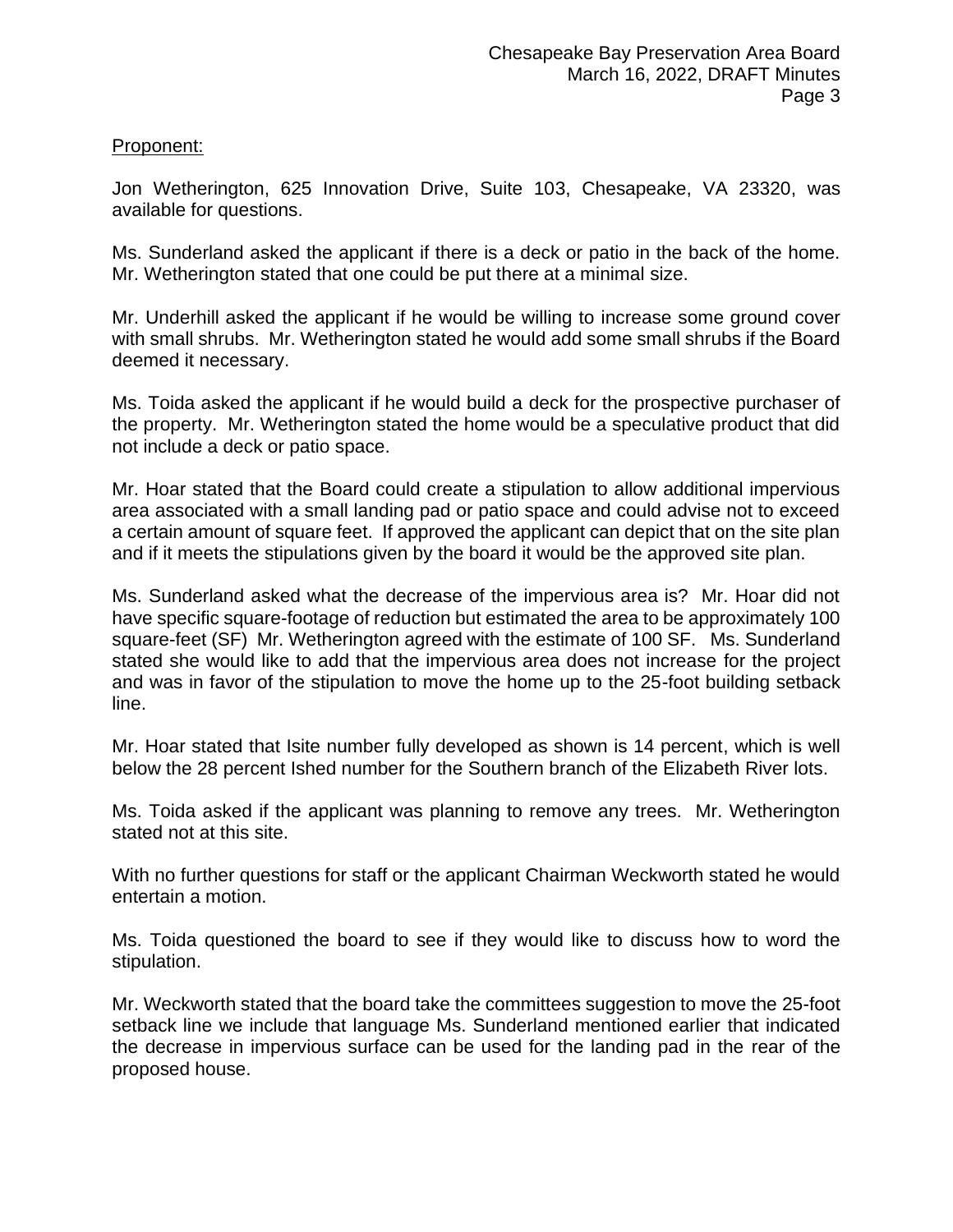Proponent:

Jon Wetherington, 625 Innovation Drive, Suite 103, Chesapeake, VA 23320, was available for questions.

Ms. Sunderland asked the applicant if there is a deck or patio in the back of the home. Mr. Wetherington stated that one could be put there at a minimal size.

Mr. Underhill asked the applicant if he would be willing to increase some ground cover with small shrubs. Mr. Wetherington stated he would add some small shrubs if the Board deemed it necessary.

Ms. Toida asked the applicant if he would build a deck for the prospective purchaser of the property. Mr. Wetherington stated the home would be a speculative product that did not include a deck or patio space.

Mr. Hoar stated that the Board could create a stipulation to allow additional impervious area associated with a small landing pad or patio space and could advise not to exceed a certain amount of square feet. If approved the applicant can depict that on the site plan and if it meets the stipulations given by the board it would be the approved site plan.

Ms. Sunderland asked what the decrease of the impervious area is? Mr. Hoar did not have specific square-footage of reduction but estimated the area to be approximately 100 square-feet (SF) Mr. Wetherington agreed with the estimate of 100 SF. Ms. Sunderland stated she would like to add that the impervious area does not increase for the project and was in favor of the stipulation to move the home up to the 25-foot building setback line.

Mr. Hoar stated that Isite number fully developed as shown is 14 percent, which is well below the 28 percent Ished number for the Southern branch of the Elizabeth River lots.

Ms. Toida asked if the applicant was planning to remove any trees. Mr. Wetherington stated not at this site.

With no further questions for staff or the applicant Chairman Weckworth stated he would entertain a motion.

Ms. Toida questioned the board to see if they would like to discuss how to word the stipulation.

Mr. Weckworth stated that the board take the committees suggestion to move the 25-foot setback line we include that language Ms. Sunderland mentioned earlier that indicated the decrease in impervious surface can be used for the landing pad in the rear of the proposed house.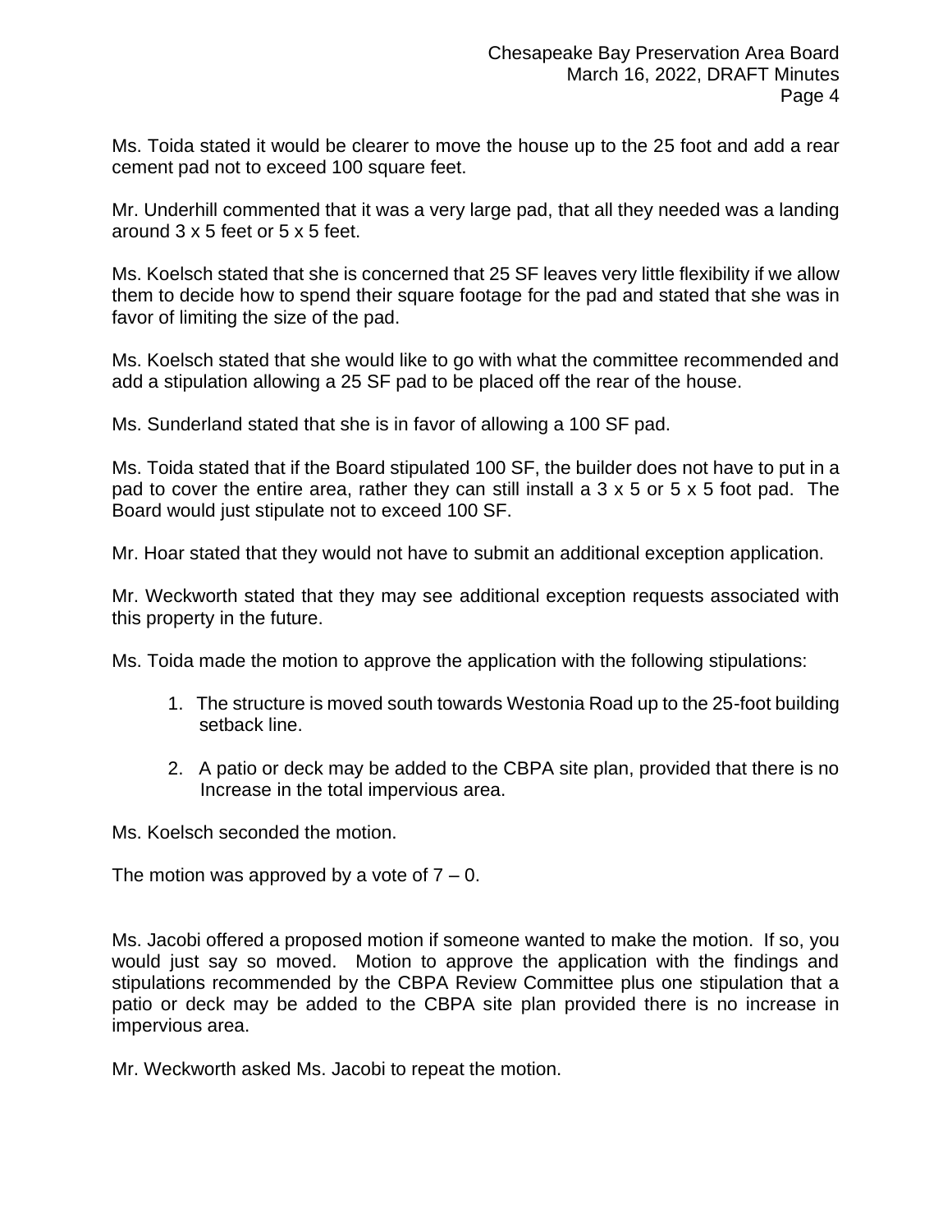Ms. Toida stated it would be clearer to move the house up to the 25 foot and add a rear cement pad not to exceed 100 square feet.

Mr. Underhill commented that it was a very large pad, that all they needed was a landing around 3 x 5 feet or 5 x 5 feet.

Ms. Koelsch stated that she is concerned that 25 SF leaves very little flexibility if we allow them to decide how to spend their square footage for the pad and stated that she was in favor of limiting the size of the pad.

Ms. Koelsch stated that she would like to go with what the committee recommended and add a stipulation allowing a 25 SF pad to be placed off the rear of the house.

Ms. Sunderland stated that she is in favor of allowing a 100 SF pad.

Ms. Toida stated that if the Board stipulated 100 SF, the builder does not have to put in a pad to cover the entire area, rather they can still install a 3 x 5 or 5 x 5 foot pad. The Board would just stipulate not to exceed 100 SF.

Mr. Hoar stated that they would not have to submit an additional exception application.

Mr. Weckworth stated that they may see additional exception requests associated with this property in the future.

Ms. Toida made the motion to approve the application with the following stipulations:

1. The structure is moved south towards Westonia Road up to the 25-foot building setback line.

2. A patio or deck may be added to the CBPA site plan, provided that there is no Increase in the total impervious area.

Ms. Koelsch seconded the motion.

The motion was approved by a vote of 7 – 0.

Ms. Jacobi offered a proposed motion if someone wanted to make the motion. If so, you would just say so moved. Motion to approve the application with the findings and stipulations recommended by the CBPA Review Committee plus one stipulation that a patio or deck may be added to the CBPA site plan provided there is no increase in impervious area.

Mr. Weckworth asked Ms. Jacobi to repeat the motion.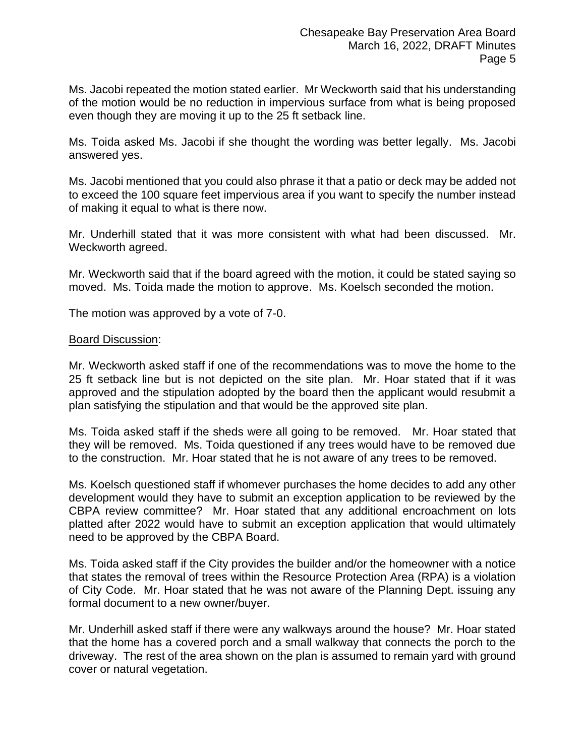Ms. Jacobi repeated the motion stated earlier. Mr Weckworth said that his understanding of the motion would be no reduction in impervious surface from what is being proposed even though they are moving it up to the 25 ft setback line.

Ms. Toida asked Ms. Jacobi if she thought the wording was better legally. Ms. Jacobi answered yes.

Ms. Jacobi mentioned that you could also phrase it that a patio or deck may be added not to exceed the 100 square feet impervious area if you want to specify the number instead of making it equal to what is there now.

Mr. Underhill stated that it was more consistent with what had been discussed. Mr. Weckworth agreed.

Mr. Weckworth said that if the board agreed with the motion, it could be stated saying so moved. Ms. Toida made the motion to approve. Ms. Koelsch seconded the motion.

The motion was approved by a vote of 7-0.

Board Discussion:

Mr. Weckworth asked staff if one of the recommendations was to move the home to the 25 ft setback line but is not depicted on the site plan. Mr. Hoar stated that if it was approved and the stipulation adopted by the board then the applicant would resubmit a plan satisfying the stipulation and that would be the approved site plan.

Ms. Toida asked staff if the sheds were all going to be removed. Mr. Hoar stated that they will be removed. Ms. Toida questioned if any trees would have to be removed due to the construction. Mr. Hoar stated that he is not aware of any trees to be removed.

Ms. Koelsch questioned staff if whomever purchases the home decides to add any other development would they have to submit an exception application to be reviewed by the CBPA review committee? Mr. Hoar stated that any additional encroachment on lots platted after 2022 would have to submit an exception application that would ultimately need to be approved by the CBPA Board.

Ms. Toida asked staff if the City provides the builder and/or the homeowner with a notice that states the removal of trees within the Resource Protection Area (RPA) is a violation of City Code. Mr. Hoar stated that he was not aware of the Planning Dept. issuing any formal document to a new owner/buyer.

Mr. Underhill asked staff if there were any walkways around the house? Mr. Hoar stated that the home has a covered porch and a small walkway that connects the porch to the driveway. The rest of the area shown on the plan is assumed to remain yard with ground cover or natural vegetation.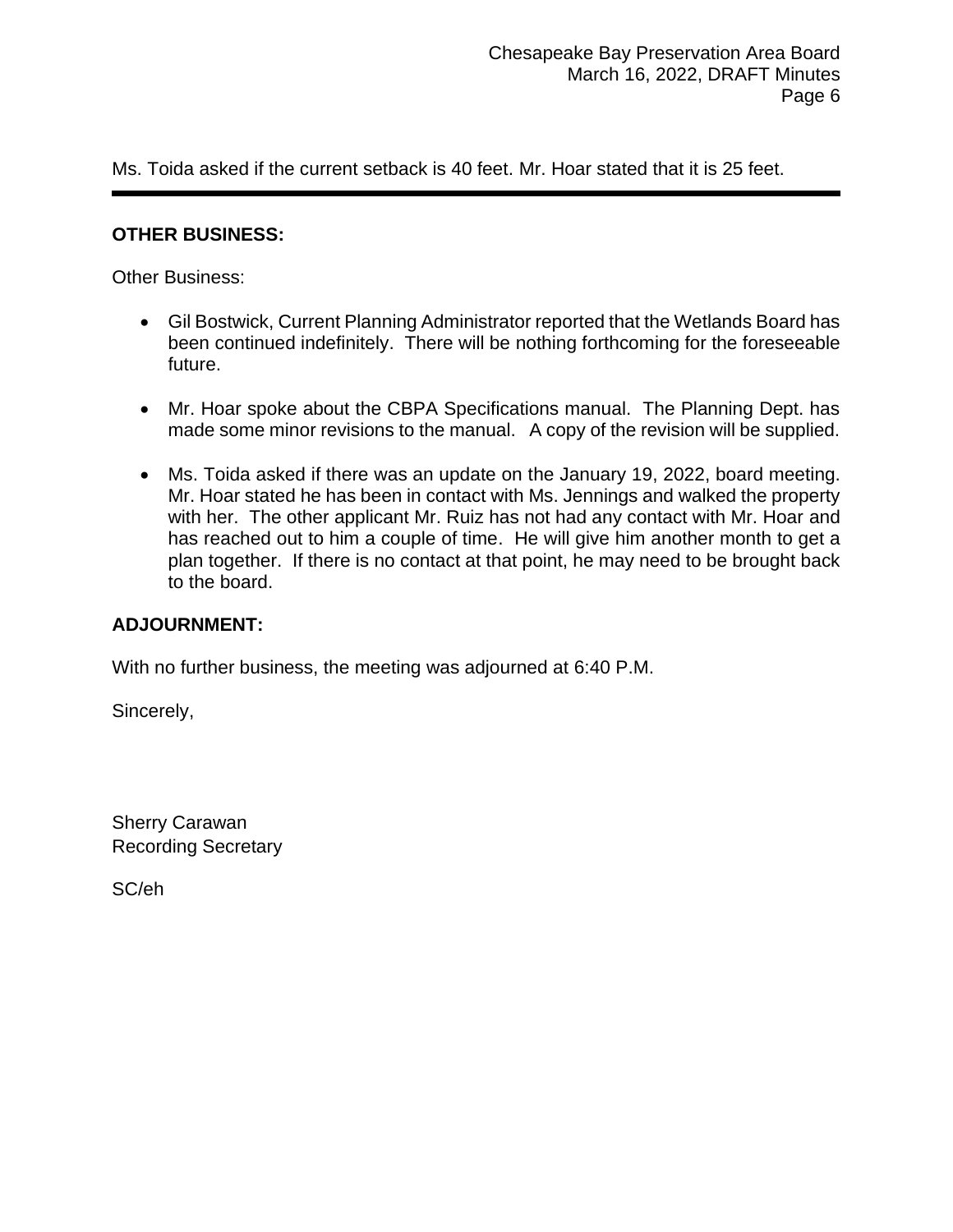Ms. Toida asked if the current setback is 40 feet. Mr. Hoar stated that it is 25 feet.

---

**OTHER BUSINESS:**

Other Business:

- Gil Bostwick, Current Planning Administrator reported that the Wetlands Board has been continued indefinitely. There will be nothing forthcoming for the foreseeable future.
- Mr. Hoar spoke about the CBPA Specifications manual. The Planning Dept. has made some minor revisions to the manual. A copy of the revision will be supplied.
- Ms. Toida asked if there was an update on the January 19, 2022, board meeting. Mr. Hoar stated he has been in contact with Ms. Jennings and walked the property with her. The other applicant Mr. Ruiz has not had any contact with Mr. Hoar and has reached out to him a couple of time. He will give him another month to get a plan together. If there is no contact at that point, he may need to be brought back to the board.

**ADJOURNMENT:**

With no further business, the meeting was adjourned at 6:40 P.M.

Sincerely,

Sherry Carawan
Recording Secretary

SC/eh